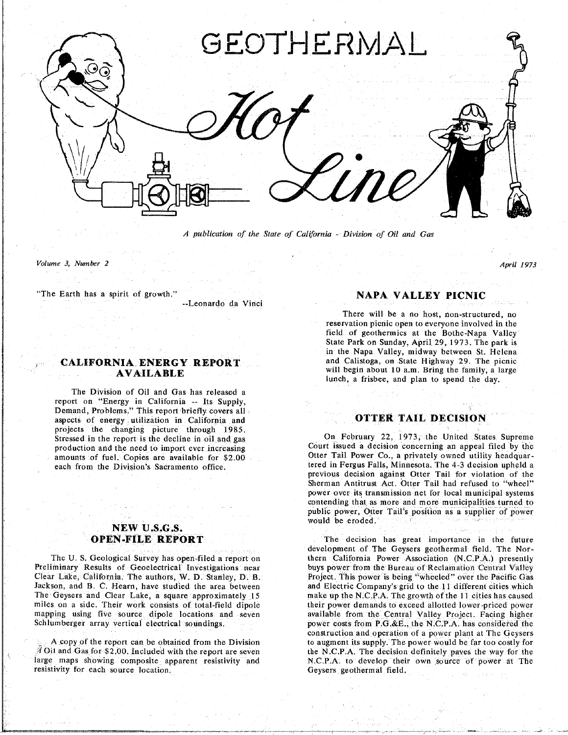# GEOTHERMAL Hot Line

*A publication of the State of California - Division of Oil and Gas*

*Volume 3, Number 2*

*April 1973*

"The Earth has a spirit of growth."

--Leonardo da Vinci

## CALIFORNIA ENERGY REPORT AVAILABLE

The Division of Oil and Gas has released a report on "Energy in California -- Its Supply, Demand, Problems." This report briefly covers all aspects of energy utilization in California and projects the changing picture through 1985. Stressed in the report is the decline in oil and gas production and the need to import ever increasing amounts of fuel. Copies are available for $2.00 each from the Division's Sacramento office.

## NEW U.S.G.S. OPEN-FILE REPORT

The U. S. Geological Survey has open-filed a report on Preliminary Results of Geoelectrical Investigations near Clear Lake, California. The authors, W. D. Stanley, D. B. Jackson, and B. C. Hearn, have studied the area between The Geysers and Clear Lake, a square approximately 15 miles on a side. Their work consists of total-field dipole mapping using five source dipole locations and seven Schlumberger array vertical electrical soundings.

A copy of the report can be obtained from the Division of Oil and Gas for $2.00. Included with the report are seven large maps showing composite apparent resistivity and resistivity for each source location.

## NAPA VALLEY PICNIC

There will be a no host, non-structured, no reservation picnic open to everyone involved in the field of geothermics at the Bothe-Napa Valley State Park on Sunday, April 29, 1973. The park is in the Napa Valley, midway between St. Helena and Calistoga, on State Highway 29. The picnic will begin about 10 a.m. Bring the family, a large lunch, a frisbee, and plan to spend the day.

## OTTER TAIL DECISION

On February 22, 1973, the United States Supreme Court issued a decision concerning an appeal filed by the Otter Tail Power Co., a privately owned utility headquartered in Fergus Falls, Minnesota. The 4-3 decision upheld a previous decision against Otter Tail for violation of the Sherman Antitrust Act. Otter Tail had refused to "wheel" power over its transmission net for local municipal systems contending that as more and more municipalities turned to public power, Otter Tail's position as a supplier of power would be eroded.

The decision has great importance in the future development of The Geysers geothermal field. The Northern California Power Association (N.C.P.A.) presently buys power from the Bureau of Reclamation Central Valley Project. This power is being "wheeled" over the Pacific Gas and Electric Company's grid to the 11 different cities which make up the N.C.P.A. The growth of the 11 cities has caused their power demands to exceed allotted lower-priced power available from the Central Valley Project. Facing higher power costs from P.G.&E., the N.C.P.A. has considered the construction and operation of a power plant at The Geysers to augment its supply. The power would be far too costly for the N.C.P.A. The decision definitely paves the way for the N.C.P.A. to develop their own source of power at The Geysers geothermal field.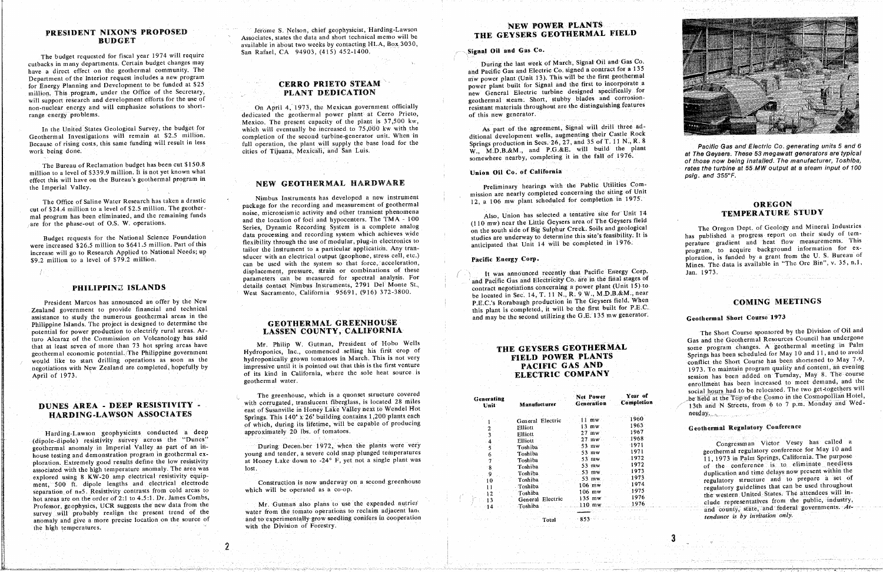## PRESIDENT NIXON'S PROPOSED BUDGET

The budget requested for fiscal year 1974 will require cutbacks in many departments. Certain budget changes may have a direct effect on the geothermal community. The Department of the Interior request includes a new program for Energy Planning and Development to be funded at $25 million. This program, under the Office of the Secretary, will support research and development efforts for the use of non-nuclear energy and will emphasize solutions to short-range energy problems.

In the United States Geological Survey, the budget for Geothermal Investigations will remain at $2.5 million. Because of rising costs, this same funding will result in less work being done.

The Bureau of Reclamation budget has been cut $150.8 million to a level of $339.9 million. It is not yet known what effect this will have on the Bureau's geothermal program in the Imperial Valley.

The Office of Saline Water Research has taken a drastic cut of $24.4 million to a level of $2.5 million. The geothermal program has been eliminated, and the remaining funds are for the phase-out of O.S. W. operations.

Budget requests for the National Science Foundation were increased $26.5 million to $641.5 million. Part of this increase will go to Research Applied to National Needs; up $9.2 million to a level of $79.2 million.

## PHILIPPINE ISLANDS

President Marcos has announced an offer by the New Zealand government to provide financial and technical assistance to study the numerous geothermal areas in the Philippine Islands. The project is designed to determine the potential for power production to electrify rural areas. Arturo Alcaraz of the Commission on Volcanology has said that at least seven of more than 73 hot spring areas have geothermal economic potential. The Philippine government would like to start drilling operations as soon as the negotiations with New Zealand are completed, hopefully by April of 1973.

## DUNES AREA - DEEP RESISTIVITY - HARDING-LAWSON ASSOCIATES

Harding-Lawson geophysicists conducted a deep (dipole-dipole) resistivity survey across the "Dunes" geothermal anomaly in Imperial Valley as part of an in-house testing and demonstration program in geothermal exploration. Extremely good results define the low resistivity associated with the high temperature anomaly. The area was explored using 8 KW-20 amp electrical resistivity equipment, 500 ft. dipole lengths and electrical electrode separation of n=5. Resistivity contrasts from cold areas to hot areas are on the order of 2:1 to 4.5:1. Dr. James Combs, Professor, geophysics, UCR suggests the new data from the survey will probably realign the present trend of the anomaly and give a more precise location on the source of the high temperatures.

Jerome S. Nelson, chief geophysicist, Harding-Lawson Associates, states the data and short technical memo will be available in about two weeks by contacting HLA, Box 3030, San Rafael, CA 94903, (415) 452-1400.

## CERRO PRIETO STEAM PLANT DEDICATION

On April 4, 1973, the Mexican government officially dedicated the geothermal power plant at Cerro Prieto, Mexico. The present capacity of the plant is 37,500 kw, which will eventually be increased to 75,000 kw with the completion of the second turbine-generator unit. When in full operation, the plant will supply the base load for the cities of Tijuana, Mexicali, and San Luis.

## NEW GEOTHERMAL HARDWARE

Nimbus Instruments has developed a new instrument package for the recording and measurement of geothermal noise, microseismic activity and other transient phenomena and the location of foci and hypocenters. The TMA - 100 Series, Dynamic Recording System is a complete analog data processing and recording system which achieves wide flexibility through the use of modular, plug-in electronics to tailor the instrument to a particular application. Any transducer with an electrical output (geophone, stress cell, etc.) can be used with the system so that force, acceleration, displacement, pressure, strain or combinations of these parameters can be measured for spectral analysis. For details contact Nimbus Instruments, 2791 Del Monte St., West Sacramento, California 95691, (916) 372-3800.

## GEOTHERMAL GREENHOUSE LASSEN COUNTY, CALIFORNIA

Mr. Philip W. Gutman, President of Hobo Wells Hydroponics, Inc., commenced selling his first crop of hydroponically grown tomatoes in March. This is not very impressive until it is pointed out that this is the first venture of its kind in California, where the sole heat source is geothermal water.

The greenhouse, which is a quonset structure covered with corrugated, translucent fiberglass, is located 28 miles east of Susanville in Honey Lake Valley next to Wendel Hot Springs. This 140' x 26' building contains 1,200 plants each of which, during its lifetime, will be capable of producing approximately 20 lbs. of tomatoes.

During December 1972, when the plants were very young and tender, a severe cold snap plunged temperatures at Honey Lake down to -24° F, yet not a single plant was lost.

Construction is now underway on a second greenhouse which will be operated as a co-op.

Mr. Gutman also plans to use the expended nutrient water from the tomato operations to reclaim adjacent land and to experimentally grow seedling conifers in cooperation with the Division of Forestry.

## NEW POWER PLANTS THE GEYSERS GEOTHERMAL FIELD

### Signal Oil and Gas Co.

During the last week of March, Signal Oil and Gas Co. and Pacific Gas and Electric Co. signed a contract for a 135 mw power plant (Unit 13). This will be the first geothermal power plant built for Signal and the first to incorporate a new General Electric turbine designed specifically for geothermal steam. Short, stubby blades and corrosion-resistant materials throughout are the distinguishing features of this new generator.

As part of the agreement, Signal will drill three additional development wells, augmenting their Castle Rock Springs production in Secs. 26, 27, and 35 of T. 11 N., R. 8 W., M.D.B.&M., and P.G.&E. will build the plant somewhere nearby, completing it in the fall of 1976.

### Union Oil Co. of California

Preliminary hearings with the Public Utilities Commission are nearly completed concerning the siting of Unit 12, a 106 mw plant scheduled for completion in 1975.

Also, Union has selected a tentative site for Unit 14 (110 mw) near the Little Geysers area of The Geysers field on the south side of Big Sulphur Creek. Soils and geological studies are underway to determine this site's feasibility. It is anticipated that Unit 14 will be completed in 1976.

### Pacific Energy Corp.

It was announced recently that Pacific Energy Corp. and Pacific Gas and Electricity Co. are in the final stages of contract negotiations concerning a power plant (Unit 15) to be located in Sec. 14, T. 11 N., R. 9 W., M.D.B.&M., near P.E.C.'s Rorabaugh production in The Geysers field. When this plant is completed, it will be the first built for P.E.C. and may be the second utilizing the G.E. 135 mw generator.

## THE GEYSERS GEOTHERMAL FIELD POWER PLANTS PACIFIC GAS AND ELECTRIC COMPANY

| Generating Unit | Manufacturer | Net Power Generation | Year of Completion |
|---|---|---|---|
| 1 | General Electric | 11 mw | 1960 |
| 2 | Elliott | 13 mw | 1963 |
| 3 | Elliott | 27 mw | 1967 |
| 4 | Elliott | 27 mw | 1968 |
| 5 | Toshiba | 53 mw | 1971 |
| 6 | Toshiba | 53 mw | 1971 |
| 7 | Toshiba | 53 mw | 1972 |
| 8 | Toshiba | 53 mw | 1972 |
| 9 | Toshiba | 53 mw | 1973 |
| 10 | Toshiba | 53 mw | 1973 |
| 11 | Toshiba | 106 mw | 1974 |
| 12 | Toshiba | 106 mw | 1975 |
| 13 | General Electric | 135 mw | 1976 |
| 14 | Toshiba | 110 mw | 1976 |
| | Total | 853 | |

*Pacific Gas and Electric Co. generating units 5 and 6 at The Geysers. These 53 megawatt generators are typical of those now being installed. The manufacturer, Toshiba, rates the turbine at 55 MW output at a steam input of 100 psig. and 355°F.*

## OREGON TEMPERATURE STUDY

The Oregon Dept. of Geology and Mineral Industries has published a progress report on their study of temperature gradient and heat flow measurements. This program, to acquire background information for exploration, is funded by a grant from the U. S. Bureau of Mines. The data is available in "The Ore Bin", v. 35, n.1, Jan. 1973.

## COMING MEETINGS

### Geothermal Short Course 1973

The Short Course sponsored by the Division of Oil and Gas and the Geothermal Resources Council has undergone some program changes. A geothermal meeting in Palm Springs has been scheduled for May 10 and 11, and to avoid conflict the Short Course has been shortened to May 7-9, 1973. To maintain program quality and content, an evening session has been added on Tuesday, May 8. The course enrollment has been increased to meet demand, and the social hours had to be relocated. The two get-togethers will be held at the Top of the Cosmo in the Cosmopolitan Hotel, 13th and N Streets, from 6 to 7 p.m. Monday and Wednesday.

### Geothermal Regulatory Conference

Congressman Victor Vesey has called a geothermal regulatory conference for May 10 and 11, 1973 in Palm Springs, California. The purpose of the conference is to eliminate needless duplication and time delays now present within the regulatory structure and to prepare a set of regulatory guidelines that can be used throughout the western United States. The attendees will include representatives from the public, industry, and county, state, and federal governments. *Attendance is by invitation only.*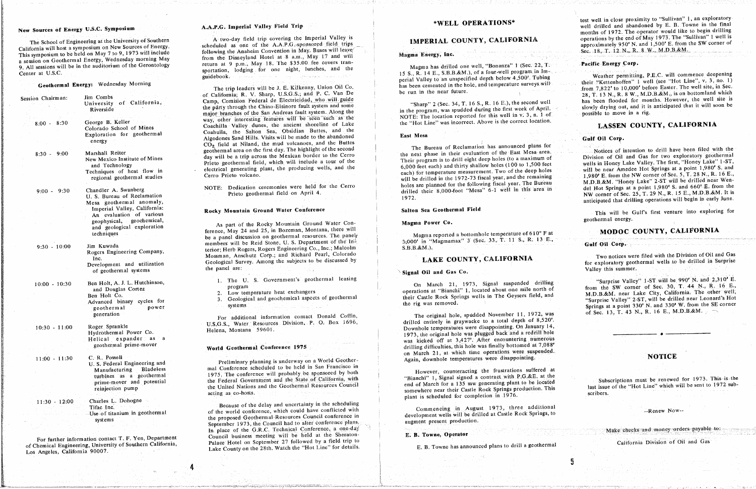## New Sources of Energy U.S.C. Symposium

The School of Engineering at the University of Southern California will host a symposium on New Sources of Energy. This symposium to be held on May 7 to 9, 1973 will include a session on Geothermal Energy, Wednesday morning May 9. All sessions will be in the auditorium of the Gerontology Center at U.S.C.

### Geothermal Energy: Wednesday Morning

| | |
|---|---|
| Session Chairman: | Jim Combs, University of California, Riverside |
| 8:00 - 8:30 | George B. Keller, Colorado School of Mines, Exploration for geothermal energy |
| 8:30 - 9:00 | Marshall Reiter, New Mexico Institute of Mines and Technology, Techniques of heat flow in regional geothermal studies |
| 9:00 - 9:30 | Chandler A. Swanberg, U. S. Bureau of Reclamation, Mesa geothermal anomaly, Imperial Valley, California: An evaluation of various geophysical, geochemical, and geological exploration techniques |
| 9:30 - 10:00 | Jim Kuwada, Rogers Engineering Company, Inc., Development and utilization of geothermal systems |
| 10:00 - 10:30 | Ben Holt, A. J. L. Hutchinson, and Douglas Cortez, Ben Holt Co., Advanced binary cycles for geothermal power generation |
| 10:30 - 11:00 | Roger Sprankle, Hydrothermal Power Co., Helical expander as a geothermal prime-mover |
| 11:00 - 11:30 | C. R. Possell, U. S. Federal Engineering and Manufacturing, Bladeless turbines as a geothermal prime-mover and potential reinjection pump |
| 11:30 - 12:00 | Charles L. Dohogne, Tifac Inc., Use of titanium in geothermal systems |

For further information contact T. F. Yen, Department of Chemical Engineering, University of Southern California, Los Angeles, California 90007.

## A.A.P.G. Imperial Valley Field Trip

A two-day field trip covering the Imperial Valley is scheduled as one of the A.A.P.G.-sponsored field trips following the Anaheim Convention in May. Buses will leave from the Disneyland Hotel at 8 a.m., May 17 and will return at 9 p.m., May 18. The $35.00 fee covers transportation, lodging for one night, lunches, and the guidebook.

The trip leaders will be J. E. Kilkenny, Union Oil Co. of California; R. V. Sharp, U.S.G.S.; and P. C. Van De Camp, Comision Federal de Electricidad, who will guide the party through the Chino-Elsinore fault system and some major branches of the San Andreas fault system. Along the way, other interesting features will be seen such as the Coachilla Valley dunes, the ancient shoreline of Lake Coahuila, the Salton Sea, Obsidian Buttes, and the Algodones Sand Hills. Visits will be made to the abandoned $CO_2$ field at Niland, the mud volcanoes, and the Buttes geothermal area on the first day. The highlight of the second day will be a trip across the Mexican border to the Cerro Prieto geothermal field, which will include a tour of the electrical generating plant, the producing wells, and the Cerro Prieto volcano.

NOTE: Dedication ceremonies were held for the Cerro Prieto geothermal field on April 4.

## Rocky Mountain Ground Water Conference

As part of the Rocky Mountain Ground Water Conference, May 24 and 25, in Bozeman, Montana, there will be a panel discussion on geothermal resources. The panel members will be Reid Stone, U. S. Department of the Interior; Herb Rogers, Rogers Engineering Co., Inc.; Malcolm Mossman, Anschutz Corp.; and Richard Pearl, Colorado Geological Survey. Among the subjects to be discussed by the panel are:

1. The U. S. Government's geothermal leasing program
2. Low temperature heat exchangers
3. Geological and geochemical aspects of geothermal systems

For additional information contact Donald Coffin, U.S.G.S., Water Resources Division, P. O. Box 1696, Helena, Montana 59601.

## World Geothermal Conference 1975

Preliminary planning is underway on a World Geothermal Conference scheduled to be held in San Francisco in 1975. The conference will probably be sponsored by both the Federal Government and the State of California, with the United Nations and the Geothermal Resources Council acting as co-hosts.

Because of the delay and uncertainty in the scheduling of the world conference, which could have conflicted with the proposed Geothermal Resources Council conference in September 1973, the Council had to alter conference plans. In place of the G.R.C. Technical Conference, a one-day Council business meeting will be held at the Sheraton-Palace Hotel on September 27 followed by a field trip to Lake County on the 28th. Watch the "Hot Line" for details.

# *WELL OPERATIONS*

## IMPERIAL COUNTY, CALIFORNIA

### Magma Energy, Inc.

Magma has drilled one well, "Bonanza" 1 (Sec. 22, T. 15 S., R. 14 E., S.B.B.&M.), of a four-well program in Imperial Valley to an unspecified depth below 4,500'. Tubing has been cemented in the hole, and temperature surveys will be run in the near future.

"Sharp" 2 (Sec. 34, T. 16 S., R. 16 E.), the second well in the program, was spudded during the first week of April. NOTE: The location reported for this well in v. 3, n. 1 of the "Hot Line" was incorrect. Above is the correct location.

### East Mesa

The Bureau of Reclamation has announced plans for the next phase in their evaluation of the East Mesa area. Their program is to drill eight deep holes (to a maximum of 6,000 feet each) and thirty shallow holes (100 to 1,500 feet each) for temperature measurement. Two of the deep holes will be drilled in the 1972-73 fiscal year, and the remaining holes are planned for the following fiscal year. The Bureau drilled their 8,000-foot "Mesa" 6-1 well in this area in 1972.

### Salton Sea Geothermal Field

#### Magma Power Co.

Magma reported a bottomhole temperature of 610° F at 3,000' in "Magmamax" 3 (Sec. 33, T. 11 S., R. 13 E., S.B.B.&M.).

## LAKE COUNTY, CALIFORNIA

### Signal Oil and Gas Co.

On March 21, 1973, Signal suspended drilling operations at "Bianchi" 1, located about one mile north of their Castle Rock Springs wells in The Geysers field, and the rig was removed.

The original hole, spudded November 11, 1972, was drilled entirely in graywacke to a total depth of 8,520'. Downhole temperatures were disappointing. On January 14, 1973, the original hole was plugged back and a redrill hole was kicked off at 3,427'. After encountering numerous drilling difficulties, this hole was finally bottomed at 7,088' on March 21, at which time operations were suspended. Again, downhole temperatures were disappointing.

However, counteracting the frustrations suffered at "Bianchi" 1, Signal signed a contract with P.G.&E. at the end of March for a 135 mw generating plant to be located somewhere near their Castle Rock Springs production. This plant is scheduled for completion in 1976.

Commencing in August 1973, three additional development wells will be drilled at Castle Rock Springs, to augment present production.

### E. B. Towne, Operator

E. B. Towne has announced plans to drill a geothermal test well in close proximity to "Sullivan" 1, an exploratory well drilled and abandoned by E. B. Towne in the final months of 1972. The operator would like to begin drilling operations by the end of May 1973. The "Sullivan" 1 well is approximately 950' N. and 1,500' E. from the SW corner of Sec. 18, T. 12 N., R. 8 W., M.D.B.&M.

### Pacific Energy Corp.

Weather permitting, P.E.C. will commence deepening their "Kettenhoffen" 1 well (see "Hot Line", v. 3, no. 1) from 7,822' to 10,000' before Easter. The well site, in Sec. 28, T. 13 N., R. 8 W., M.D.B.&M., is on bottomland which has been flooded for months. However, the well site is slowly drying out, and it is anticipated that it will soon be possible to move in a rig.

## LASSEN COUNTY, CALIFORNIA

### Gulf Oil Corp.

Notices of intention to drill have been filed with the Division of Oil and Gas for two exploratory geothermal wells in Honey Lake Valley. The first, "Honey Lake" 1-ST, will be near Amedee Hot Springs at a point 1,980' S. and 1,980' E. from the NW corner of Sec. 5, T. 28 N., R. 16 E., M.D.B.&M. "Honey Lake" 2-ST will be drilled near Wendel Hot Springs at a point 1,980' S. and 660' E. from the NW corner of Sec. 25, T. 29 N., R. 15 E., M.D.B.&M. It is anticipated that drilling operations will begin in early June.

This will be Gulf's first venture into exploring for geothermal energy.

## MODOC COUNTY, CALIFORNIA

### Gulf Oil Corp.

Two notices were filed with the Division of Oil and Gas for exploratory geothermal wells to be drilled in Surprise Valley this summer.

"Surprise Valley" 1-ST will be 990' N. and 2,310' E. from the SW corner of Sec. 30, T. 44 N., R. 16 E., M.D.B.&M. near Lake City, California. The other well, "Surprise Valley" 2-ST, will be drilled near Leonard's Hot Springs at a point 330' N. and 330' W. from the SE corner of Sec. 13, T. 43 N., R. 16 E., M.D.B.&M.

---

## NOTICE

Subscriptions must be renewed for 1973. This is the last issue of the "Hot Line" which will be sent to 1972 subscribers.

--Renew Now--

Make checks and money orders payable to:

California Division of Oil and Gas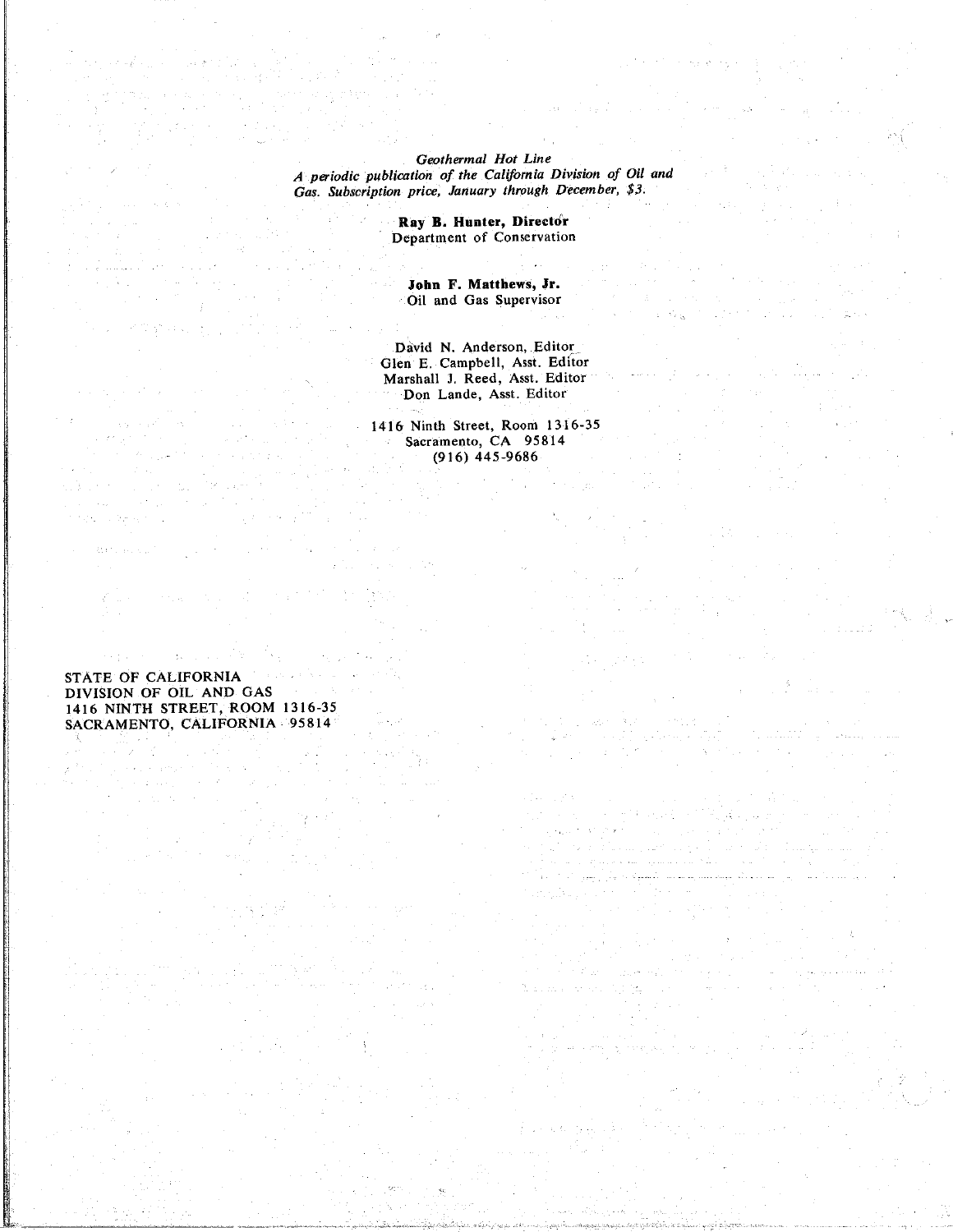*Geothermal Hot Line*
*A periodic publication of the California Division of Oil and Gas. Subscription price, January through December, $3.*

**Ray B. Hunter, Director**
Department of Conservation

**John F. Matthews, Jr.**
Oil and Gas Supervisor

David N. Anderson, Editor
Glen E. Campbell, Asst. Editor
Marshall J. Reed, Asst. Editor
Don Lande, Asst. Editor

1416 Ninth Street, Room 1316-35
Sacramento, CA 95814
(916) 445-9686

STATE OF CALIFORNIA
DIVISION OF OIL AND GAS
1416 NINTH STREET, ROOM 1316-35
SACRAMENTO, CALIFORNIA 95814